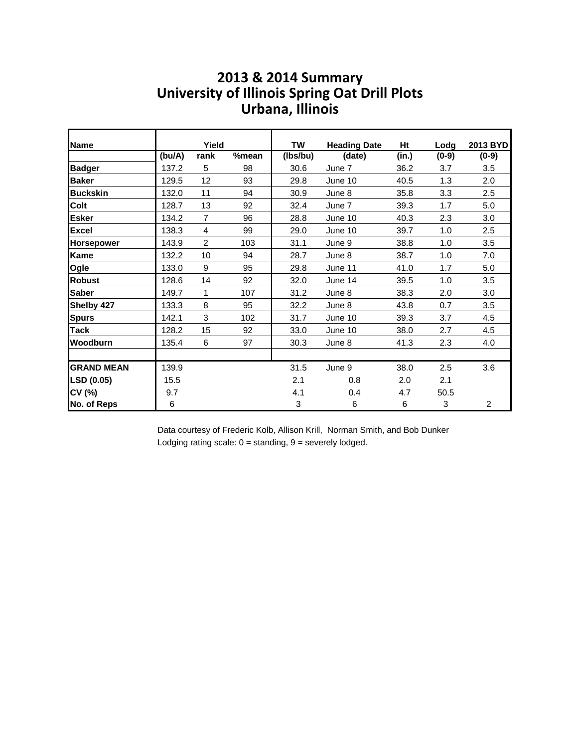# 2013 & 2014 Summary
# University of Illinois Spring Oat Drill Plots
# Urbana, Illinois

| Name | Yield | | | TW | Heading Date | Ht | Lodg | 2013 BYD |
|---|---|---|---|---|---|---|---|---|
| | (bu/A) | rank | %mean | (lbs/bu) | (date) | (in.) | (0-9) | (0-9) |
| **Badger** | 137.2 | 5 | 98 | 30.6 | June 7 | 36.2 | 3.7 | 3.5 |
| **Baker** | 129.5 | 12 | 93 | 29.8 | June 10 | 40.5 | 1.3 | 2.0 |
| **Buckskin** | 132.0 | 11 | 94 | 30.9 | June 8 | 35.8 | 3.3 | 2.5 |
| **Colt** | 128.7 | 13 | 92 | 32.4 | June 7 | 39.3 | 1.7 | 5.0 |
| **Esker** | 134.2 | 7 | 96 | 28.8 | June 10 | 40.3 | 2.3 | 3.0 |
| **Excel** | 138.3 | 4 | 99 | 29.0 | June 10 | 39.7 | 1.0 | 2.5 |
| **Horsepower** | 143.9 | 2 | 103 | 31.1 | June 9 | 38.8 | 1.0 | 3.5 |
| **Kame** | 132.2 | 10 | 94 | 28.7 | June 8 | 38.7 | 1.0 | 7.0 |
| **Ogle** | 133.0 | 9 | 95 | 29.8 | June 11 | 41.0 | 1.7 | 5.0 |
| **Robust** | 128.6 | 14 | 92 | 32.0 | June 14 | 39.5 | 1.0 | 3.5 |
| **Saber** | 149.7 | 1 | 107 | 31.2 | June 8 | 38.3 | 2.0 | 3.0 |
| **Shelby 427** | 133.3 | 8 | 95 | 32.2 | June 8 | 43.8 | 0.7 | 3.5 |
| **Spurs** | 142.1 | 3 | 102 | 31.7 | June 10 | 39.3 | 3.7 | 4.5 |
| **Tack** | 128.2 | 15 | 92 | 33.0 | June 10 | 38.0 | 2.7 | 4.5 |
| **Woodburn** | 135.4 | 6 | 97 | 30.3 | June 8 | 41.3 | 2.3 | 4.0 |
| | | | | | | | | |
| **GRAND MEAN** | 139.9 | | | 31.5 | June 9 | 38.0 | 2.5 | 3.6 |
| **LSD (0.05)** | 15.5 | | | 2.1 | 0.8 | 2.0 | 2.1 | |
| **CV (%)** | 9.7 | | | 4.1 | 0.4 | 4.7 | 50.5 | |
| **No. of Reps** | 6 | | | 3 | 6 | 6 | 3 | 2 |

Data courtesy of Frederic Kolb, Allison Krill, Norman Smith, and Bob Dunker

Lodging rating scale: 0 = standing, 9 = severely lodged.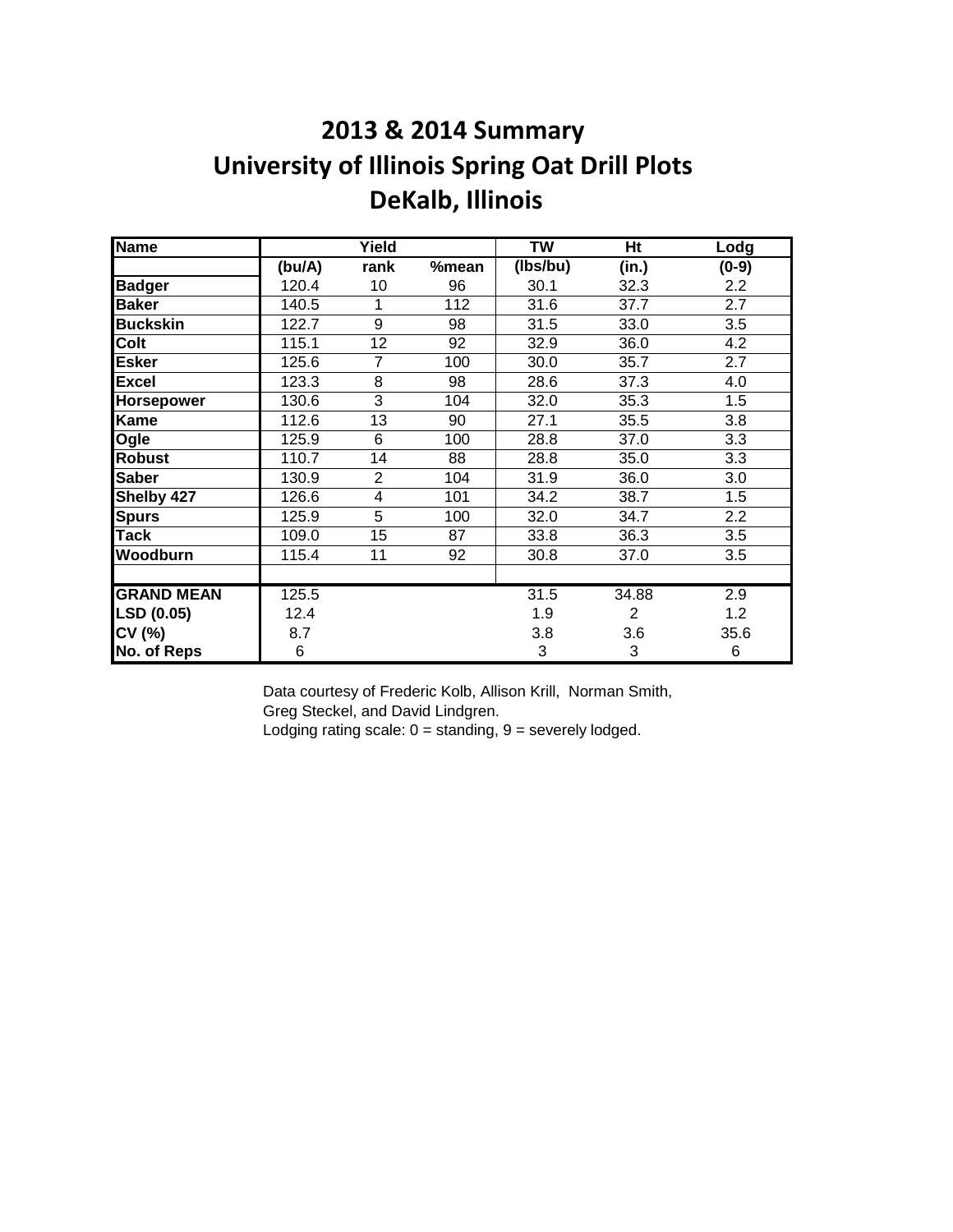# 2013 & 2014 Summary
# University of Illinois Spring Oat Drill Plots
# DeKalb, Illinois

| Name | Yield | | | TW | Ht | Lodg |
|---|---|---|---|---|---|---|
| | (bu/A) | rank | %mean | (lbs/bu) | (in.) | (0-9) |
| **Badger** | 120.4 | 10 | 96 | 30.1 | 32.3 | 2.2 |
| **Baker** | 140.5 | 1 | 112 | 31.6 | 37.7 | 2.7 |
| **Buckskin** | 122.7 | 9 | 98 | 31.5 | 33.0 | 3.5 |
| **Colt** | 115.1 | 12 | 92 | 32.9 | 36.0 | 4.2 |
| **Esker** | 125.6 | 7 | 100 | 30.0 | 35.7 | 2.7 |
| **Excel** | 123.3 | 8 | 98 | 28.6 | 37.3 | 4.0 |
| **Horsepower** | 130.6 | 3 | 104 | 32.0 | 35.3 | 1.5 |
| **Kame** | 112.6 | 13 | 90 | 27.1 | 35.5 | 3.8 |
| **Ogle** | 125.9 | 6 | 100 | 28.8 | 37.0 | 3.3 |
| **Robust** | 110.7 | 14 | 88 | 28.8 | 35.0 | 3.3 |
| **Saber** | 130.9 | 2 | 104 | 31.9 | 36.0 | 3.0 |
| **Shelby 427** | 126.6 | 4 | 101 | 34.2 | 38.7 | 1.5 |
| **Spurs** | 125.9 | 5 | 100 | 32.0 | 34.7 | 2.2 |
| **Tack** | 109.0 | 15 | 87 | 33.8 | 36.3 | 3.5 |
| **Woodburn** | 115.4 | 11 | 92 | 30.8 | 37.0 | 3.5 |
| | | | | | | |
| **GRAND MEAN** | 125.5 | | | 31.5 | 34.88 | 2.9 |
| **LSD (0.05)** | 12.4 | | | 1.9 | 2 | 1.2 |
| **CV (%)** | 8.7 | | | 3.8 | 3.6 | 35.6 |
| **No. of Reps** | 6 | | | 3 | 3 | 6 |

Data courtesy of Frederic Kolb, Allison Krill, Norman Smith, Greg Steckel, and David Lindgren.
Lodging rating scale: 0 = standing, 9 = severely lodged.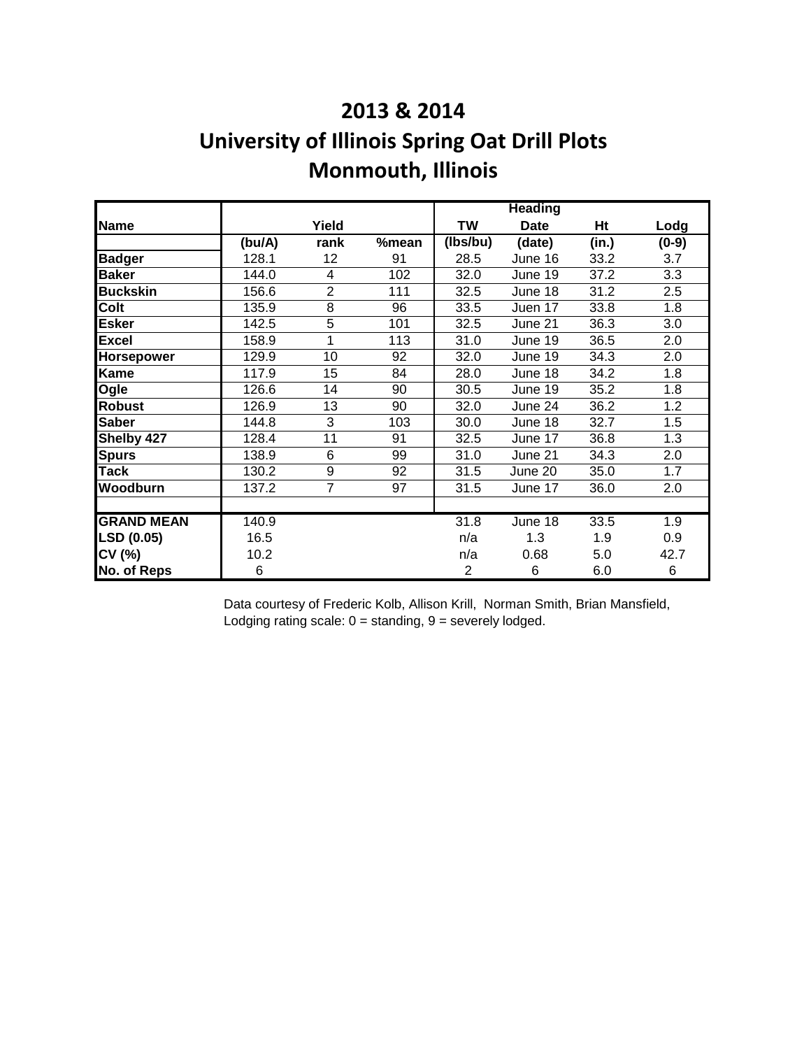# 2013 & 2014

# University of Illinois Spring Oat Drill Plots

# Monmouth, Illinois

| Name | Yield | | | TW | Heading Date | Ht | Lodg |
|---|---|---|---|---|---|---|---|
| | (bu/A) | rank | %mean | (lbs/bu) | (date) | (in.) | (0-9) |
| **Badger** | 128.1 | 12 | 91 | 28.5 | June 16 | 33.2 | 3.7 |
| **Baker** | 144.0 | 4 | 102 | 32.0 | June 19 | 37.2 | 3.3 |
| **Buckskin** | 156.6 | 2 | 111 | 32.5 | June 18 | 31.2 | 2.5 |
| **Colt** | 135.9 | 8 | 96 | 33.5 | Juen 17 | 33.8 | 1.8 |
| **Esker** | 142.5 | 5 | 101 | 32.5 | June 21 | 36.3 | 3.0 |
| **Excel** | 158.9 | 1 | 113 | 31.0 | June 19 | 36.5 | 2.0 |
| **Horsepower** | 129.9 | 10 | 92 | 32.0 | June 19 | 34.3 | 2.0 |
| **Kame** | 117.9 | 15 | 84 | 28.0 | June 18 | 34.2 | 1.8 |
| **Ogle** | 126.6 | 14 | 90 | 30.5 | June 19 | 35.2 | 1.8 |
| **Robust** | 126.9 | 13 | 90 | 32.0 | June 24 | 36.2 | 1.2 |
| **Saber** | 144.8 | 3 | 103 | 30.0 | June 18 | 32.7 | 1.5 |
| **Shelby 427** | 128.4 | 11 | 91 | 32.5 | June 17 | 36.8 | 1.3 |
| **Spurs** | 138.9 | 6 | 99 | 31.0 | June 21 | 34.3 | 2.0 |
| **Tack** | 130.2 | 9 | 92 | 31.5 | June 20 | 35.0 | 1.7 |
| **Woodburn** | 137.2 | 7 | 97 | 31.5 | June 17 | 36.0 | 2.0 |
| | | | | | | | |
| **GRAND MEAN** | 140.9 | | | 31.8 | June 18 | 33.5 | 1.9 |
| **LSD (0.05)** | 16.5 | | | n/a | 1.3 | 1.9 | 0.9 |
| **CV (%)** | 10.2 | | | n/a | 0.68 | 5.0 | 42.7 |
| **No. of Reps** | 6 | | | 2 | 6 | 6.0 | 6 |

Data courtesy of Frederic Kolb, Allison Krill, Norman Smith, Brian Mansfield,
Lodging rating scale: 0 = standing, 9 = severely lodged.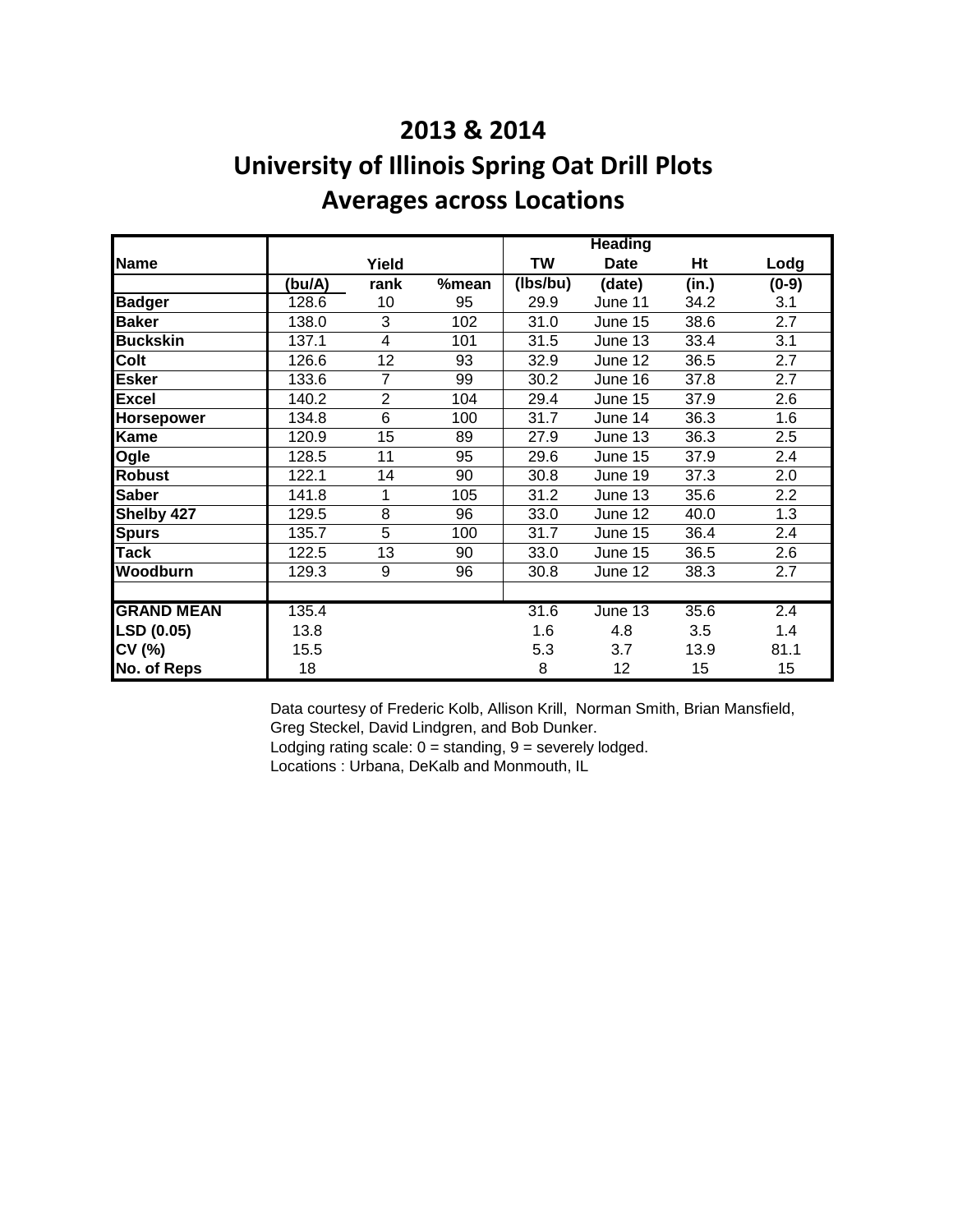# 2013 & 2014

## University of Illinois Spring Oat Drill Plots

## Averages across Locations

| Name | Yield | | | TW | Heading Date | Ht | Lodg |
|---|---|---|---|---|---|---|---|
| | (bu/A) | rank | %mean | (lbs/bu) | (date) | (in.) | (0-9) |
| **Badger** | 128.6 | 10 | 95 | 29.9 | June 11 | 34.2 | 3.1 |
| **Baker** | 138.0 | 3 | 102 | 31.0 | June 15 | 38.6 | 2.7 |
| **Buckskin** | 137.1 | 4 | 101 | 31.5 | June 13 | 33.4 | 3.1 |
| **Colt** | 126.6 | 12 | 93 | 32.9 | June 12 | 36.5 | 2.7 |
| **Esker** | 133.6 | 7 | 99 | 30.2 | June 16 | 37.8 | 2.7 |
| **Excel** | 140.2 | 2 | 104 | 29.4 | June 15 | 37.9 | 2.6 |
| **Horsepower** | 134.8 | 6 | 100 | 31.7 | June 14 | 36.3 | 1.6 |
| **Kame** | 120.9 | 15 | 89 | 27.9 | June 13 | 36.3 | 2.5 |
| **Ogle** | 128.5 | 11 | 95 | 29.6 | June 15 | 37.9 | 2.4 |
| **Robust** | 122.1 | 14 | 90 | 30.8 | June 19 | 37.3 | 2.0 |
| **Saber** | 141.8 | 1 | 105 | 31.2 | June 13 | 35.6 | 2.2 |
| **Shelby 427** | 129.5 | 8 | 96 | 33.0 | June 12 | 40.0 | 1.3 |
| **Spurs** | 135.7 | 5 | 100 | 31.7 | June 15 | 36.4 | 2.4 |
| **Tack** | 122.5 | 13 | 90 | 33.0 | June 15 | 36.5 | 2.6 |
| **Woodburn** | 129.3 | 9 | 96 | 30.8 | June 12 | 38.3 | 2.7 |
| | | | | | | | |
| **GRAND MEAN** | 135.4 | | | 31.6 | June 13 | 35.6 | 2.4 |
| **LSD (0.05)** | 13.8 | | | 1.6 | 4.8 | 3.5 | 1.4 |
| **CV (%)** | 15.5 | | | 5.3 | 3.7 | 13.9 | 81.1 |
| **No. of Reps** | 18 | | | 8 | 12 | 15 | 15 |

Data courtesy of Frederic Kolb, Allison Krill, Norman Smith, Brian Mansfield, Greg Steckel, David Lindgren, and Bob Dunker.
Lodging rating scale: 0 = standing, 9 = severely lodged.
Locations : Urbana, DeKalb and Monmouth, IL